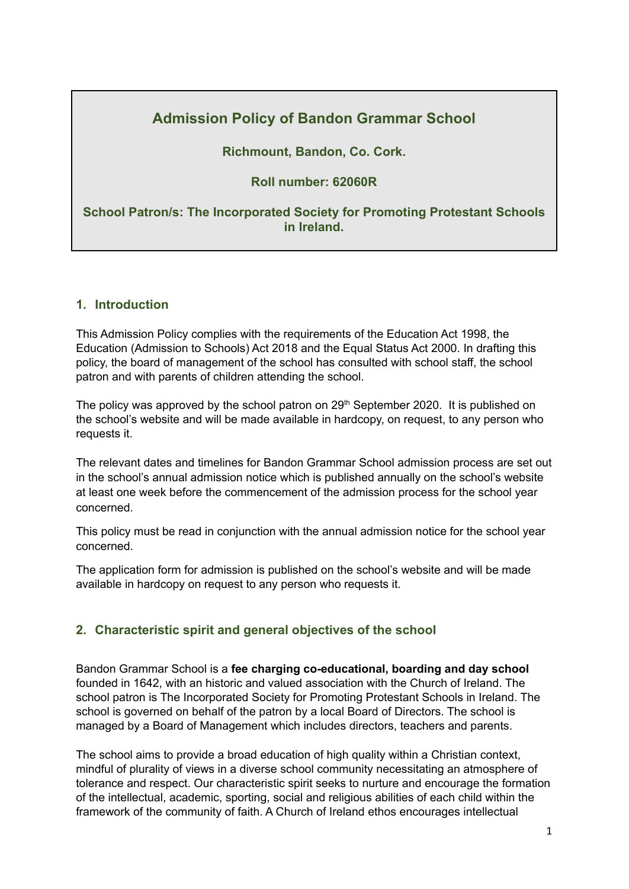# Admission Policy of Bandon Grammar School

**Richmount, Bandon, Co. Cork.**

**Roll number: 62060R**

**School Patron/s: The Incorporated Society for Promoting Protestant Schools in Ireland.**

## 1. Introduction

This Admission Policy complies with the requirements of the Education Act 1998, the Education (Admission to Schools) Act 2018 and the Equal Status Act 2000. In drafting this policy, the board of management of the school has consulted with school staff, the school patron and with parents of children attending the school.

The policy was approved by the school patron on 29th September 2020. It is published on the school's website and will be made available in hardcopy, on request, to any person who requests it.

The relevant dates and timelines for Bandon Grammar School admission process are set out in the school's annual admission notice which is published annually on the school's website at least one week before the commencement of the admission process for the school year concerned.

This policy must be read in conjunction with the annual admission notice for the school year concerned.

The application form for admission is published on the school's website and will be made available in hardcopy on request to any person who requests it.

## 2. Characteristic spirit and general objectives of the school

Bandon Grammar School is a **fee charging co-educational, boarding and day school** founded in 1642, with an historic and valued association with the Church of Ireland. The school patron is The Incorporated Society for Promoting Protestant Schools in Ireland. The school is governed on behalf of the patron by a local Board of Directors. The school is managed by a Board of Management which includes directors, teachers and parents.

The school aims to provide a broad education of high quality within a Christian context, mindful of plurality of views in a diverse school community necessitating an atmosphere of tolerance and respect. Our characteristic spirit seeks to nurture and encourage the formation of the intellectual, academic, sporting, social and religious abilities of each child within the framework of the community of faith. A Church of Ireland ethos encourages intellectual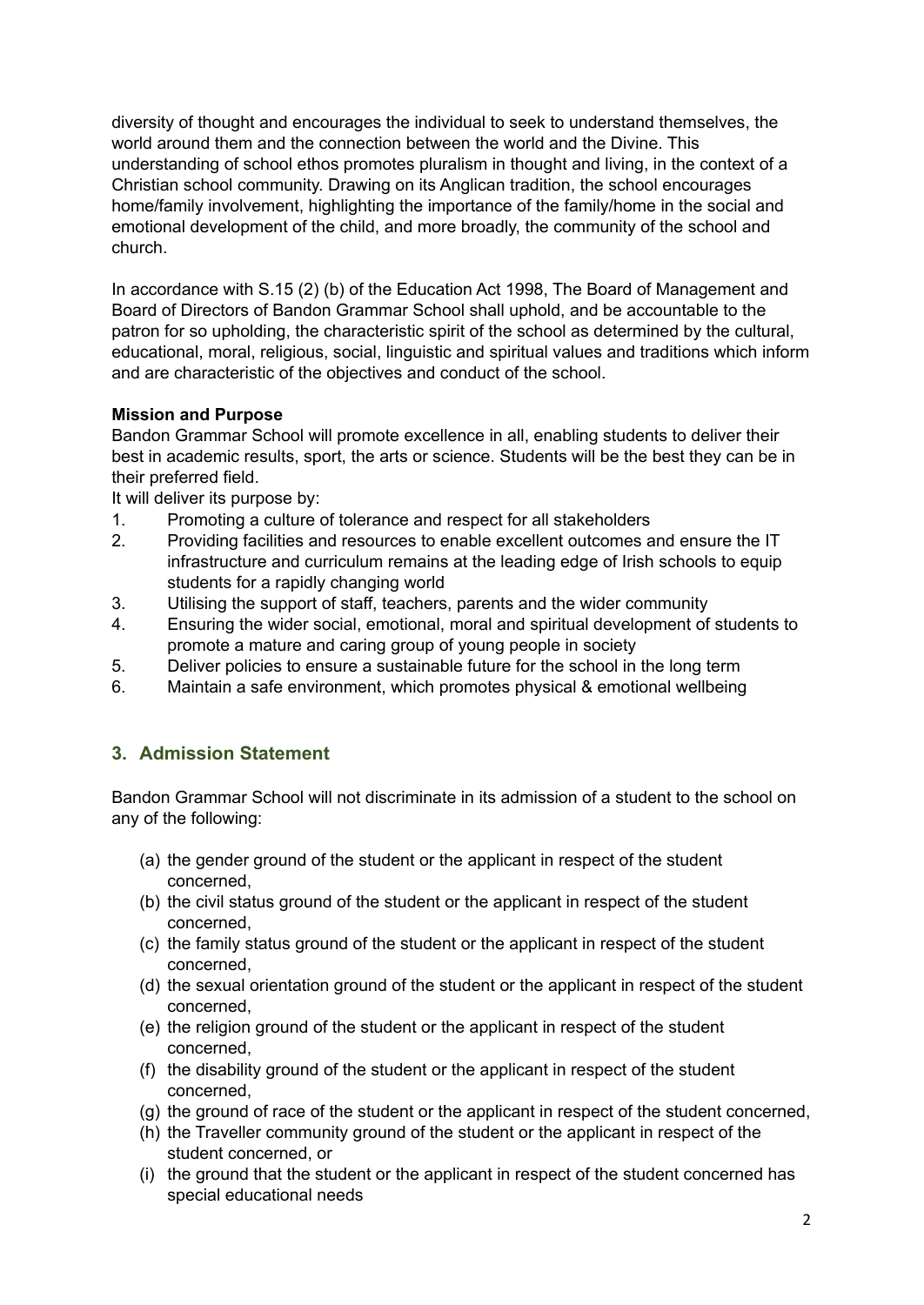diversity of thought and encourages the individual to seek to understand themselves, the world around them and the connection between the world and the Divine. This understanding of school ethos promotes pluralism in thought and living, in the context of a Christian school community. Drawing on its Anglican tradition, the school encourages home/family involvement, highlighting the importance of the family/home in the social and emotional development of the child, and more broadly, the community of the school and church.

In accordance with S.15 (2) (b) of the Education Act 1998, The Board of Management and Board of Directors of Bandon Grammar School shall uphold, and be accountable to the patron for so upholding, the characteristic spirit of the school as determined by the cultural, educational, moral, religious, social, linguistic and spiritual values and traditions which inform and are characteristic of the objectives and conduct of the school.

**Mission and Purpose**
Bandon Grammar School will promote excellence in all, enabling students to deliver their best in academic results, sport, the arts or science. Students will be the best they can be in their preferred field.
It will deliver its purpose by:

1. Promoting a culture of tolerance and respect for all stakeholders
2. Providing facilities and resources to enable excellent outcomes and ensure the IT infrastructure and curriculum remains at the leading edge of Irish schools to equip students for a rapidly changing world
3. Utilising the support of staff, teachers, parents and the wider community
4. Ensuring the wider social, emotional, moral and spiritual development of students to promote a mature and caring group of young people in society
5. Deliver policies to ensure a sustainable future for the school in the long term
6. Maintain a safe environment, which promotes physical & emotional wellbeing

## 3. Admission Statement

Bandon Grammar School will not discriminate in its admission of a student to the school on any of the following:

(a) the gender ground of the student or the applicant in respect of the student concerned,
(b) the civil status ground of the student or the applicant in respect of the student concerned,
(c) the family status ground of the student or the applicant in respect of the student concerned,
(d) the sexual orientation ground of the student or the applicant in respect of the student concerned,
(e) the religion ground of the student or the applicant in respect of the student concerned,
(f) the disability ground of the student or the applicant in respect of the student concerned,
(g) the ground of race of the student or the applicant in respect of the student concerned,
(h) the Traveller community ground of the student or the applicant in respect of the student concerned, or
(i) the ground that the student or the applicant in respect of the student concerned has special educational needs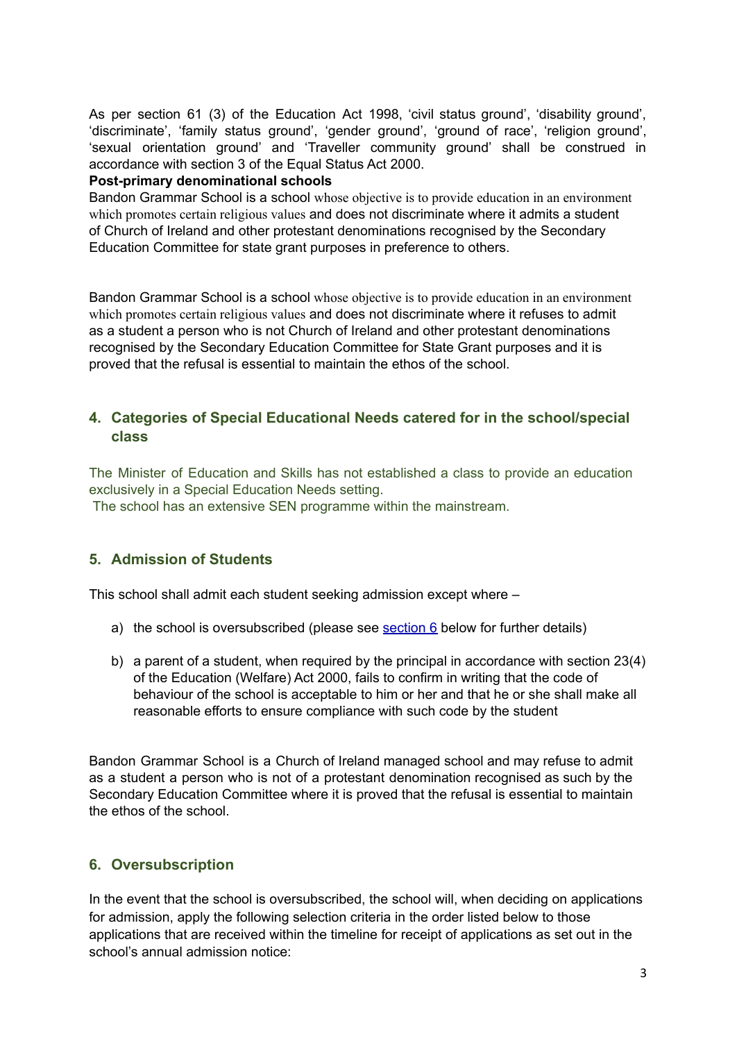As per section 61 (3) of the Education Act 1998, 'civil status ground', 'disability ground', 'discriminate', 'family status ground', 'gender ground', 'ground of race', 'religion ground', 'sexual orientation ground' and 'Traveller community ground' shall be construed in accordance with section 3 of the Equal Status Act 2000.

**Post-primary denominational schools**

Bandon Grammar School is a school whose objective is to provide education in an environment which promotes certain religious values and does not discriminate where it admits a student of Church of Ireland and other protestant denominations recognised by the Secondary Education Committee for state grant purposes in preference to others.

Bandon Grammar School is a school whose objective is to provide education in an environment which promotes certain religious values and does not discriminate where it refuses to admit as a student a person who is not Church of Ireland and other protestant denominations recognised by the Secondary Education Committee for State Grant purposes and it is proved that the refusal is essential to maintain the ethos of the school.

## 4. Categories of Special Educational Needs catered for in the school/special class

The Minister of Education and Skills has not established a class to provide an education exclusively in a Special Education Needs setting.
The school has an extensive SEN programme within the mainstream.

## 5. Admission of Students

This school shall admit each student seeking admission except where –

a) the school is oversubscribed (please see section 6 below for further details)

b) a parent of a student, when required by the principal in accordance with section 23(4) of the Education (Welfare) Act 2000, fails to confirm in writing that the code of behaviour of the school is acceptable to him or her and that he or she shall make all reasonable efforts to ensure compliance with such code by the student

Bandon Grammar School is a Church of Ireland managed school and may refuse to admit as a student a person who is not of a protestant denomination recognised as such by the Secondary Education Committee where it is proved that the refusal is essential to maintain the ethos of the school.

## 6. Oversubscription

In the event that the school is oversubscribed, the school will, when deciding on applications for admission, apply the following selection criteria in the order listed below to those applications that are received within the timeline for receipt of applications as set out in the school's annual admission notice: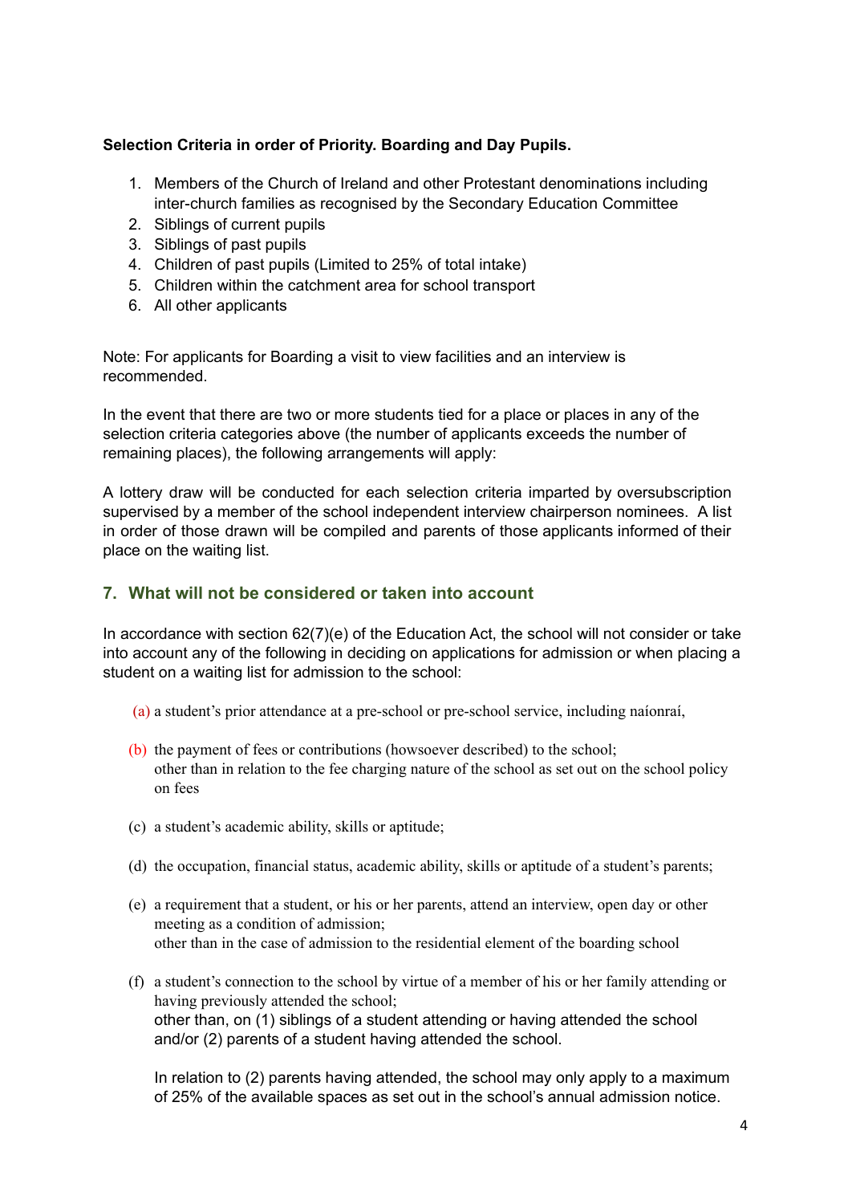**Selection Criteria in order of Priority. Boarding and Day Pupils.**

1. Members of the Church of Ireland and other Protestant denominations including inter-church families as recognised by the Secondary Education Committee
2. Siblings of current pupils
3. Siblings of past pupils
4. Children of past pupils (Limited to 25% of total intake)
5. Children within the catchment area for school transport
6. All other applicants

Note: For applicants for Boarding a visit to view facilities and an interview is recommended.

In the event that there are two or more students tied for a place or places in any of the selection criteria categories above (the number of applicants exceeds the number of remaining places), the following arrangements will apply:

A lottery draw will be conducted for each selection criteria imparted by oversubscription supervised by a member of the school independent interview chairperson nominees. A list in order of those drawn will be compiled and parents of those applicants informed of their place on the waiting list.

## 7. What will not be considered or taken into account

In accordance with section 62(7)(e) of the Education Act, the school will not consider or take into account any of the following in deciding on applications for admission or when placing a student on a waiting list for admission to the school:

(a) a student's prior attendance at a pre-school or pre-school service, including naíonraí,

(b) the payment of fees or contributions (howsoever described) to the school;
other than in relation to the fee charging nature of the school as set out on the school policy on fees

(c) a student's academic ability, skills or aptitude;

(d) the occupation, financial status, academic ability, skills or aptitude of a student's parents;

(e) a requirement that a student, or his or her parents, attend an interview, open day or other meeting as a condition of admission;
other than in the case of admission to the residential element of the boarding school

(f) a student's connection to the school by virtue of a member of his or her family attending or having previously attended the school;
other than, on (1) siblings of a student attending or having attended the school and/or (2) parents of a student having attended the school.

In relation to (2) parents having attended, the school may only apply to a maximum of 25% of the available spaces as set out in the school's annual admission notice.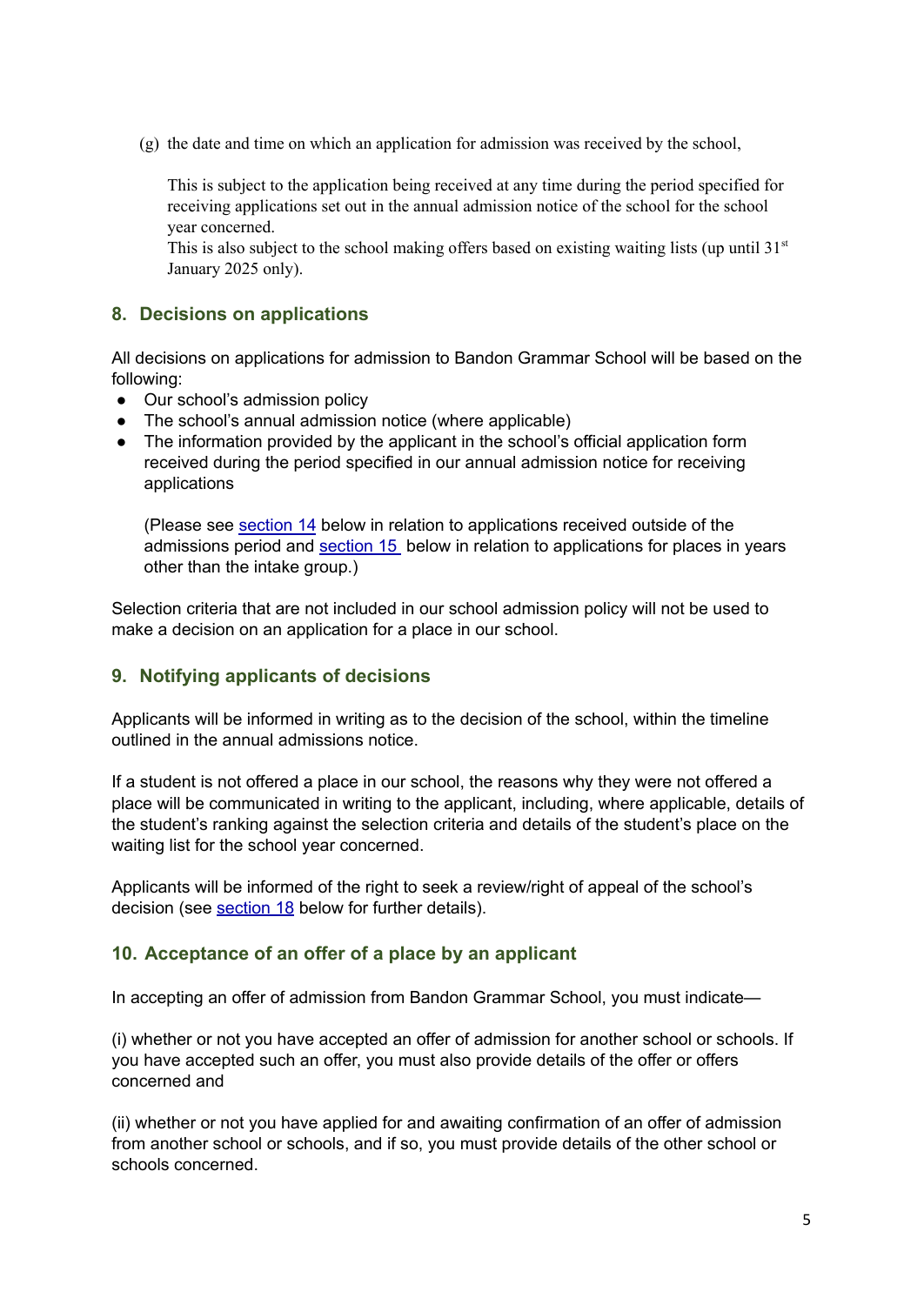(g) the date and time on which an application for admission was received by the school,

This is subject to the application being received at any time during the period specified for receiving applications set out in the annual admission notice of the school for the school year concerned.
This is also subject to the school making offers based on existing waiting lists (up until 31st January 2025 only).

## 8. Decisions on applications

All decisions on applications for admission to Bandon Grammar School will be based on the following:

- Our school's admission policy
- The school's annual admission notice (where applicable)
- The information provided by the applicant in the school's official application form received during the period specified in our annual admission notice for receiving applications

  (Please see section 14 below in relation to applications received outside of the admissions period and section 15 below in relation to applications for places in years other than the intake group.)

Selection criteria that are not included in our school admission policy will not be used to make a decision on an application for a place in our school.

## 9. Notifying applicants of decisions

Applicants will be informed in writing as to the decision of the school, within the timeline outlined in the annual admissions notice.

If a student is not offered a place in our school, the reasons why they were not offered a place will be communicated in writing to the applicant, including, where applicable, details of the student's ranking against the selection criteria and details of the student's place on the waiting list for the school year concerned.

Applicants will be informed of the right to seek a review/right of appeal of the school's decision (see section 18 below for further details).

## 10. Acceptance of an offer of a place by an applicant

In accepting an offer of admission from Bandon Grammar School, you must indicate—

(i) whether or not you have accepted an offer of admission for another school or schools. If you have accepted such an offer, you must also provide details of the offer or offers concerned and

(ii) whether or not you have applied for and awaiting confirmation of an offer of admission from another school or schools, and if so, you must provide details of the other school or schools concerned.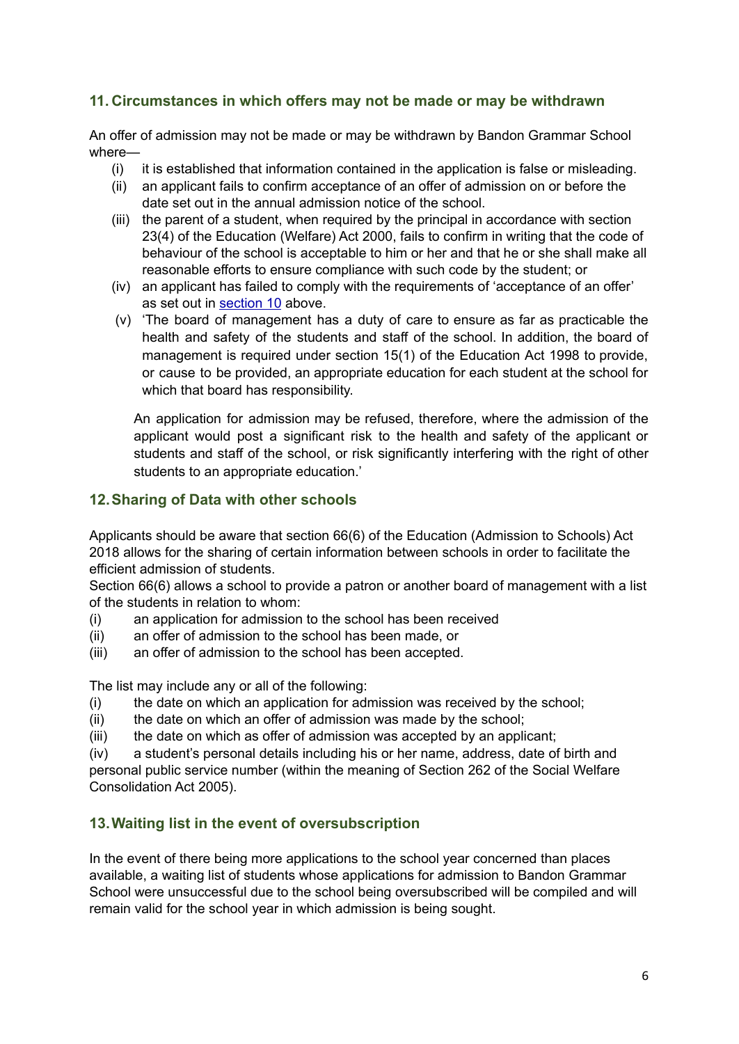## 11. Circumstances in which offers may not be made or may be withdrawn

An offer of admission may not be made or may be withdrawn by Bandon Grammar School where—

- (i) it is established that information contained in the application is false or misleading.
- (ii) an applicant fails to confirm acceptance of an offer of admission on or before the date set out in the annual admission notice of the school.
- (iii) the parent of a student, when required by the principal in accordance with section 23(4) of the Education (Welfare) Act 2000, fails to confirm in writing that the code of behaviour of the school is acceptable to him or her and that he or she shall make all reasonable efforts to ensure compliance with such code by the student; or
- (iv) an applicant has failed to comply with the requirements of 'acceptance of an offer' as set out in section 10 above.
- (v) 'The board of management has a duty of care to ensure as far as practicable the health and safety of the students and staff of the school. In addition, the board of management is required under section 15(1) of the Education Act 1998 to provide, or cause to be provided, an appropriate education for each student at the school for which that board has responsibility.

  An application for admission may be refused, therefore, where the admission of the applicant would post a significant risk to the health and safety of the applicant or students and staff of the school, or risk significantly interfering with the right of other students to an appropriate education.'

## 12. Sharing of Data with other schools

Applicants should be aware that section 66(6) of the Education (Admission to Schools) Act 2018 allows for the sharing of certain information between schools in order to facilitate the efficient admission of students.

Section 66(6) allows a school to provide a patron or another board of management with a list of the students in relation to whom:

- (i) an application for admission to the school has been received
- (ii) an offer of admission to the school has been made, or
- (iii) an offer of admission to the school has been accepted.

The list may include any or all of the following:

- (i) the date on which an application for admission was received by the school;
- (ii) the date on which an offer of admission was made by the school;
- (iii) the date on which as offer of admission was accepted by an applicant;
- (iv) a student's personal details including his or her name, address, date of birth and personal public service number (within the meaning of Section 262 of the Social Welfare Consolidation Act 2005).

## 13. Waiting list in the event of oversubscription

In the event of there being more applications to the school year concerned than places available, a waiting list of students whose applications for admission to Bandon Grammar School were unsuccessful due to the school being oversubscribed will be compiled and will remain valid for the school year in which admission is being sought.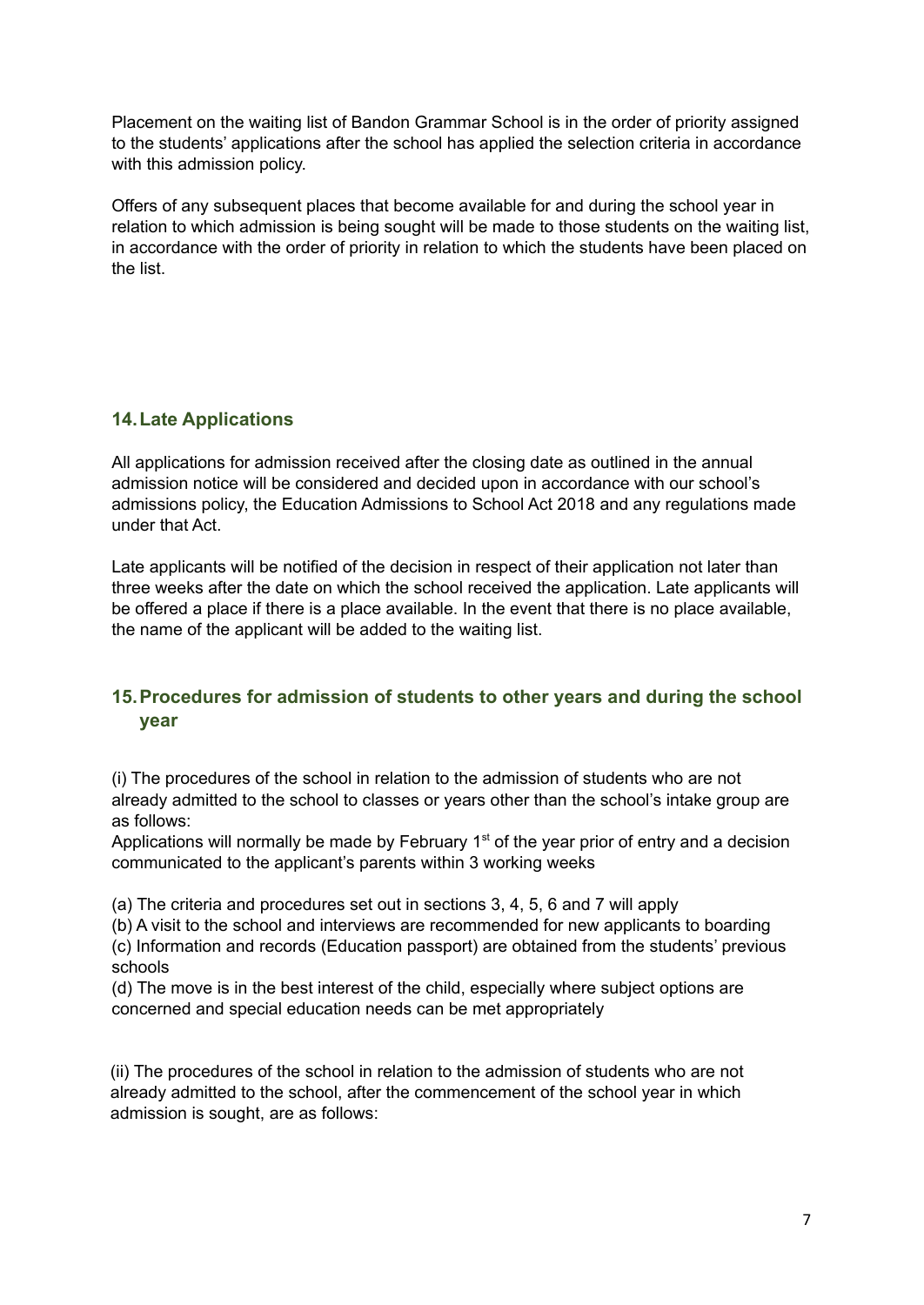Placement on the waiting list of Bandon Grammar School is in the order of priority assigned to the students' applications after the school has applied the selection criteria in accordance with this admission policy.

Offers of any subsequent places that become available for and during the school year in relation to which admission is being sought will be made to those students on the waiting list, in accordance with the order of priority in relation to which the students have been placed on the list.

## 14. Late Applications

All applications for admission received after the closing date as outlined in the annual admission notice will be considered and decided upon in accordance with our school's admissions policy, the Education Admissions to School Act 2018 and any regulations made under that Act.

Late applicants will be notified of the decision in respect of their application not later than three weeks after the date on which the school received the application. Late applicants will be offered a place if there is a place available. In the event that there is no place available, the name of the applicant will be added to the waiting list.

## 15. Procedures for admission of students to other years and during the school year

(i) The procedures of the school in relation to the admission of students who are not already admitted to the school to classes or years other than the school's intake group are as follows:

Applications will normally be made by February 1st of the year prior of entry and a decision communicated to the applicant's parents within 3 working weeks

(a) The criteria and procedures set out in sections 3, 4, 5, 6 and 7 will apply

(b) A visit to the school and interviews are recommended for new applicants to boarding

(c) Information and records (Education passport) are obtained from the students' previous schools

(d) The move is in the best interest of the child, especially where subject options are concerned and special education needs can be met appropriately

(ii) The procedures of the school in relation to the admission of students who are not already admitted to the school, after the commencement of the school year in which admission is sought, are as follows: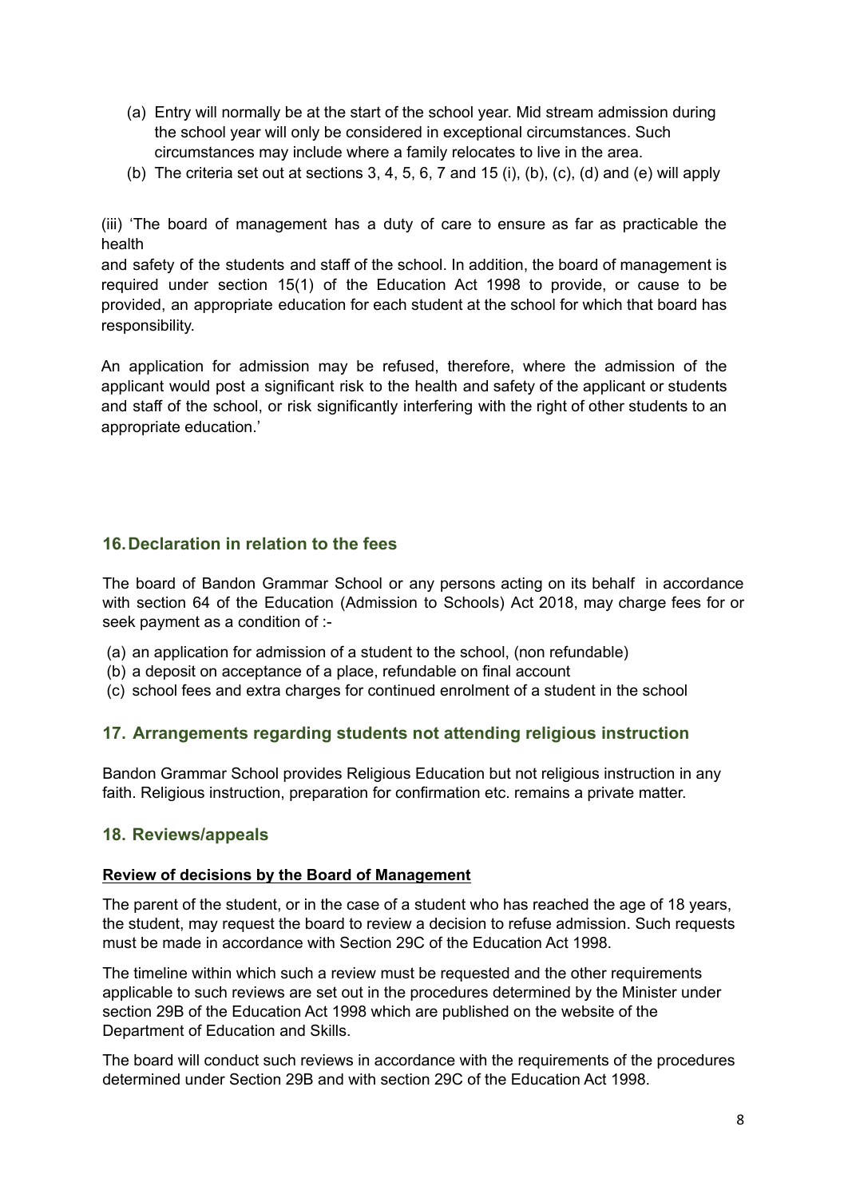(a) Entry will normally be at the start of the school year. Mid stream admission during the school year will only be considered in exceptional circumstances. Such circumstances may include where a family relocates to live in the area.

(b) The criteria set out at sections 3, 4, 5, 6, 7 and 15 (i), (b), (c), (d) and (e) will apply

(iii) 'The board of management has a duty of care to ensure as far as practicable the health and safety of the students and staff of the school. In addition, the board of management is required under section 15(1) of the Education Act 1998 to provide, or cause to be provided, an appropriate education for each student at the school for which that board has responsibility.

An application for admission may be refused, therefore, where the admission of the applicant would post a significant risk to the health and safety of the applicant or students and staff of the school, or risk significantly interfering with the right of other students to an appropriate education.'

## 16. Declaration in relation to the fees

The board of Bandon Grammar School or any persons acting on its behalf in accordance with section 64 of the Education (Admission to Schools) Act 2018, may charge fees for or seek payment as a condition of :-

(a) an application for admission of a student to the school, (non refundable)

(b) a deposit on acceptance of a place, refundable on final account

(c) school fees and extra charges for continued enrolment of a student in the school

## 17. Arrangements regarding students not attending religious instruction

Bandon Grammar School provides Religious Education but not religious instruction in any faith. Religious instruction, preparation for confirmation etc. remains a private matter.

## 18. Reviews/appeals

**Review of decisions by the Board of Management**

The parent of the student, or in the case of a student who has reached the age of 18 years, the student, may request the board to review a decision to refuse admission. Such requests must be made in accordance with Section 29C of the Education Act 1998.

The timeline within which such a review must be requested and the other requirements applicable to such reviews are set out in the procedures determined by the Minister under section 29B of the Education Act 1998 which are published on the website of the Department of Education and Skills.

The board will conduct such reviews in accordance with the requirements of the procedures determined under Section 29B and with section 29C of the Education Act 1998.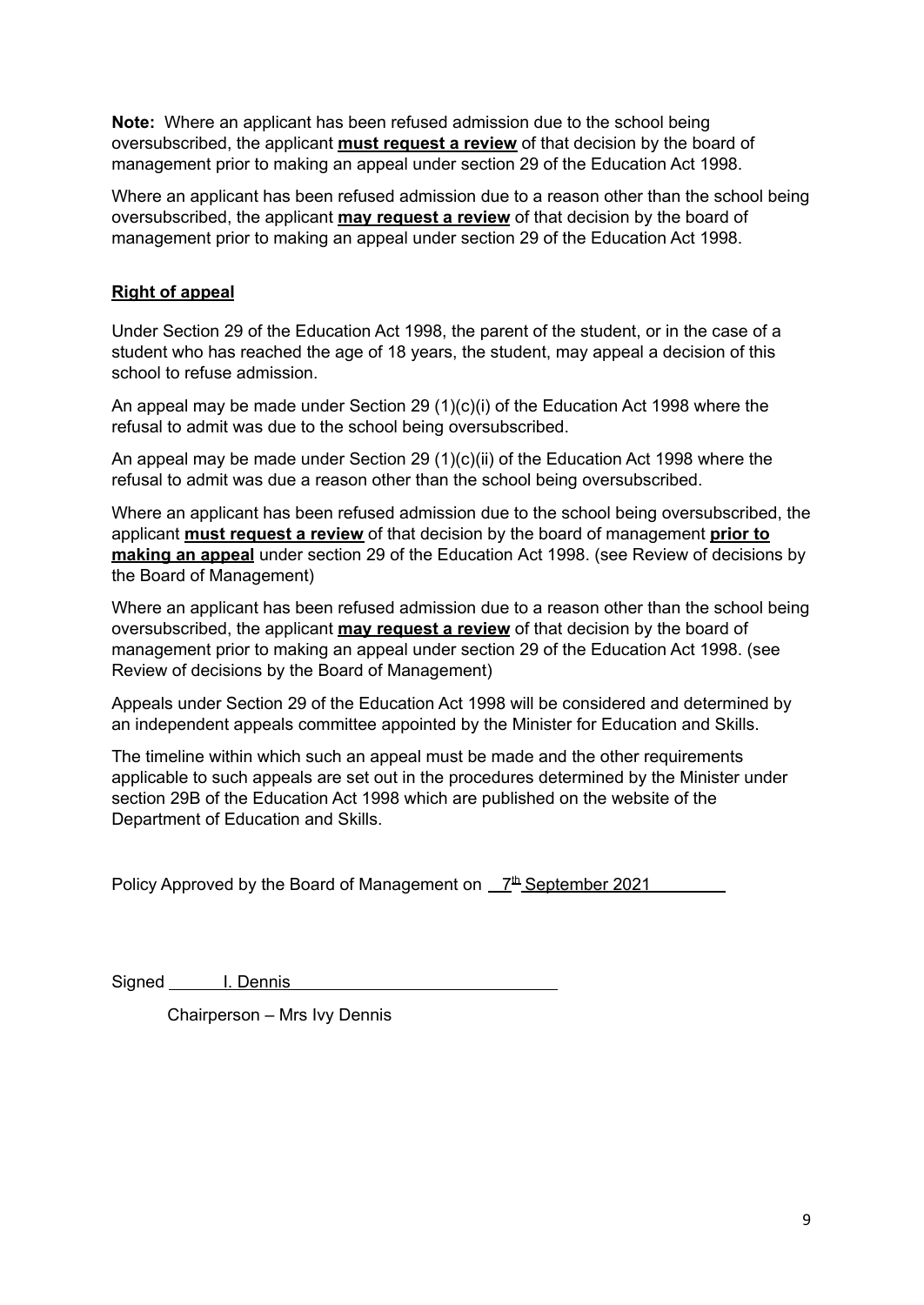**Note:** Where an applicant has been refused admission due to the school being oversubscribed, the applicant **must request a review** of that decision by the board of management prior to making an appeal under section 29 of the Education Act 1998.

Where an applicant has been refused admission due to a reason other than the school being oversubscribed, the applicant **may request a review** of that decision by the board of management prior to making an appeal under section 29 of the Education Act 1998.

## Right of appeal

Under Section 29 of the Education Act 1998, the parent of the student, or in the case of a student who has reached the age of 18 years, the student, may appeal a decision of this school to refuse admission.

An appeal may be made under Section 29 (1)(c)(i) of the Education Act 1998 where the refusal to admit was due to the school being oversubscribed.

An appeal may be made under Section 29 (1)(c)(ii) of the Education Act 1998 where the refusal to admit was due a reason other than the school being oversubscribed.

Where an applicant has been refused admission due to the school being oversubscribed, the applicant **must request a review** of that decision by the board of management **prior to making an appeal** under section 29 of the Education Act 1998. (see Review of decisions by the Board of Management)

Where an applicant has been refused admission due to a reason other than the school being oversubscribed, the applicant **may request a review** of that decision by the board of management prior to making an appeal under section 29 of the Education Act 1998. (see Review of decisions by the Board of Management)

Appeals under Section 29 of the Education Act 1998 will be considered and determined by an independent appeals committee appointed by the Minister for Education and Skills.

The timeline within which such an appeal must be made and the other requirements applicable to such appeals are set out in the procedures determined by the Minister under section 29B of the Education Act 1998 which are published on the website of the Department of Education and Skills.

Policy Approved by the Board of Management on 7th September 2021

Signed I. Dennis

Chairperson – Mrs Ivy Dennis